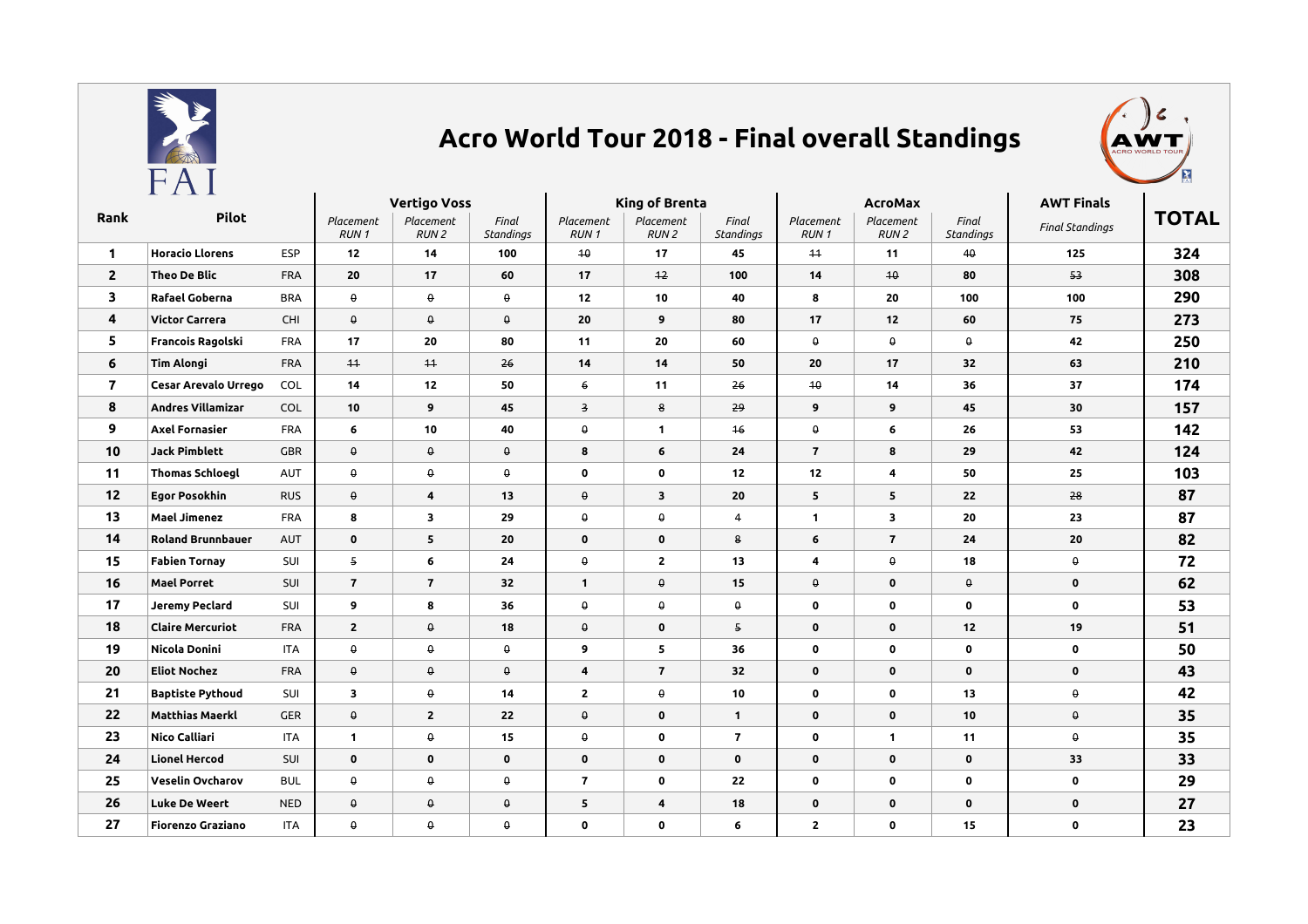# Acro World Tour 2018 - Final overall Standings

| Rank | Pilot | | Vertigo Voss | | | King of Brenta | | | AcroMax | | | AWT Finals | TOTAL |
|---|---|---|---|---|---|---|---|---|---|---|---|---|---|
| | | | Placement RUN 1 | Placement RUN 2 | Final Standings | Placement RUN 1 | Placement RUN 2 | Final Standings | Placement RUN 1 | Placement RUN 2 | Final Standings | Final Standings | |
| 1 | Horacio Llorens | ESP | 12 | 14 | 100 | ~~10~~ | 17 | 45 | ~~11~~ | 11 | ~~40~~ | 125 | 324 |
| 2 | Theo De Blic | FRA | 20 | 17 | 60 | 17 | ~~12~~ | 100 | 14 | ~~10~~ | 80 | ~~53~~ | 308 |
| 3 | Rafael Goberna | BRA | ~~0~~ | ~~0~~ | ~~0~~ | 12 | 10 | 40 | 8 | 20 | 100 | 100 | 290 |
| 4 | Victor Carrera | CHI | ~~0~~ | ~~0~~ | ~~0~~ | 20 | 9 | 80 | 17 | 12 | 60 | 75 | 273 |
| 5 | Francois Ragolski | FRA | 17 | 20 | 80 | 11 | 20 | 60 | ~~0~~ | ~~0~~ | ~~0~~ | 42 | 250 |
| 6 | Tim Alongi | FRA | ~~11~~ | ~~11~~ | ~~26~~ | 14 | 14 | 50 | 20 | 17 | 32 | 63 | 210 |
| 7 | Cesar Arevalo Urrego | COL | 14 | 12 | 50 | ~~6~~ | 11 | ~~26~~ | ~~10~~ | 14 | 36 | 37 | 174 |
| 8 | Andres Villamizar | COL | 10 | 9 | 45 | ~~3~~ | ~~8~~ | ~~29~~ | 9 | 9 | 45 | 30 | 157 |
| 9 | Axel Fornasier | FRA | 6 | 10 | 40 | ~~0~~ | 1 | ~~16~~ | ~~0~~ | 6 | 26 | 53 | 142 |
| 10 | Jack Pimblett | GBR | ~~0~~ | ~~0~~ | ~~0~~ | 8 | 6 | 24 | 7 | 8 | 29 | 42 | 124 |
| 11 | Thomas Schloegl | AUT | ~~0~~ | ~~0~~ | ~~0~~ | 0 | 0 | 12 | 12 | 4 | 50 | 25 | 103 |
| 12 | Egor Posokhin | RUS | ~~0~~ | 4 | 13 | ~~0~~ | 3 | 20 | 5 | 5 | 22 | ~~28~~ | 87 |
| 13 | Mael Jimenez | FRA | 8 | 3 | 29 | ~~0~~ | ~~0~~ | 4 | 1 | 3 | 20 | 23 | 87 |
| 14 | Roland Brunnbauer | AUT | 0 | 5 | 20 | 0 | 0 | ~~8~~ | 6 | 7 | 24 | 20 | 82 |
| 15 | Fabien Tornay | SUI | ~~5~~ | 6 | 24 | ~~0~~ | 2 | 13 | 4 | ~~0~~ | 18 | ~~0~~ | 72 |
| 16 | Mael Porret | SUI | 7 | 7 | 32 | 1 | ~~0~~ | 15 | ~~0~~ | 0 | ~~0~~ | 0 | 62 |
| 17 | Jeremy Peclard | SUI | 9 | 8 | 36 | ~~0~~ | ~~0~~ | ~~0~~ | 0 | 0 | 0 | 0 | 53 |
| 18 | Claire Mercuriot | FRA | 2 | ~~0~~ | 18 | ~~0~~ | 0 | ~~5~~ | 0 | 0 | 12 | 19 | 51 |
| 19 | Nicola Donini | ITA | ~~0~~ | ~~0~~ | ~~0~~ | 9 | 5 | 36 | 0 | 0 | 0 | 0 | 50 |
| 20 | Eliot Nochez | FRA | ~~0~~ | ~~0~~ | ~~0~~ | 4 | 7 | 32 | 0 | 0 | 0 | 0 | 43 |
| 21 | Baptiste Pythoud | SUI | 3 | ~~0~~ | 14 | 2 | ~~0~~ | 10 | 0 | 0 | 13 | ~~0~~ | 42 |
| 22 | Matthias Maerkl | GER | ~~0~~ | 2 | 22 | ~~0~~ | 0 | 1 | 0 | 0 | 10 | ~~0~~ | 35 |
| 23 | Nico Calliari | ITA | 1 | ~~0~~ | 15 | ~~0~~ | 0 | 7 | 0 | 1 | 11 | ~~0~~ | 35 |
| 24 | Lionel Hercod | SUI | 0 | 0 | 0 | 0 | 0 | 0 | 0 | 0 | 0 | 33 | 33 |
| 25 | Veselin Ovcharov | BUL | ~~0~~ | ~~0~~ | ~~0~~ | 7 | 0 | 22 | 0 | 0 | 0 | 0 | 29 |
| 26 | Luke De Weert | NED | ~~0~~ | ~~0~~ | ~~0~~ | 5 | 4 | 18 | 0 | 0 | 0 | 0 | 27 |
| 27 | Fiorenzo Graziano | ITA | ~~0~~ | ~~0~~ | ~~0~~ | 0 | 0 | 6 | 2 | 0 | 15 | 0 | 23 |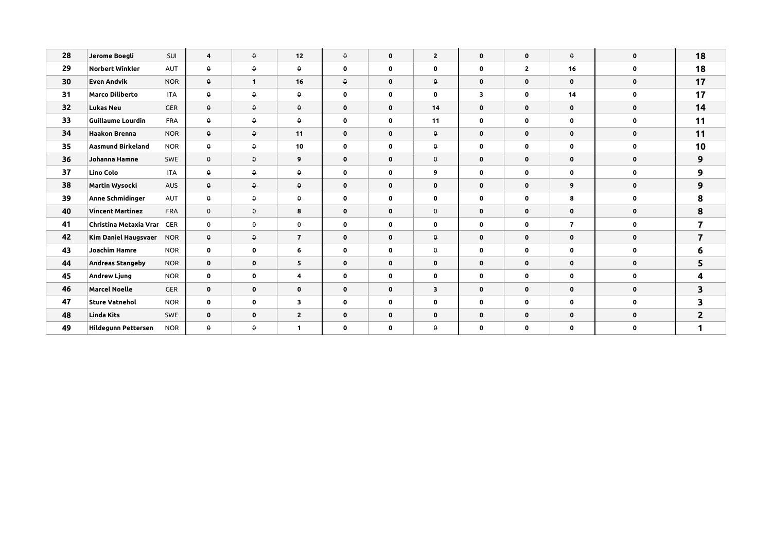| | | | | | | | | | | | | | |
|---|---|---|---|---|---|---|---|---|---|---|---|---|---|
| 28 | Jerome Boegli | SUI | 4 | ~~0~~ | 12 | ~~0~~ | 0 | 2 | 0 | 0 | ~~0~~ | 0 | 18 |
| 29 | Norbert Winkler | AUT | ~~0~~ | ~~0~~ | ~~0~~ | 0 | 0 | 0 | 0 | 2 | 16 | 0 | 18 |
| 30 | Even Andvik | NOR | ~~0~~ | 1 | 16 | ~~0~~ | 0 | ~~0~~ | 0 | 0 | 0 | 0 | 17 |
| 31 | Marco Diliberto | ITA | ~~0~~ | ~~0~~ | ~~0~~ | 0 | 0 | 0 | 3 | 0 | 14 | 0 | 17 |
| 32 | Lukas Neu | GER | ~~0~~ | ~~0~~ | ~~0~~ | 0 | 0 | 14 | 0 | 0 | 0 | 0 | 14 |
| 33 | Guillaume Lourdin | FRA | ~~0~~ | ~~0~~ | ~~0~~ | 0 | 0 | 11 | 0 | 0 | 0 | 0 | 11 |
| 34 | Haakon Brenna | NOR | ~~0~~ | ~~0~~ | 11 | 0 | 0 | ~~0~~ | 0 | 0 | 0 | 0 | 11 |
| 35 | Aasmund Birkeland | NOR | ~~0~~ | ~~0~~ | 10 | 0 | 0 | ~~0~~ | 0 | 0 | 0 | 0 | 10 |
| 36 | Johanna Hamne | SWE | ~~0~~ | ~~0~~ | 9 | 0 | 0 | ~~0~~ | 0 | 0 | 0 | 0 | 9 |
| 37 | Lino Colo | ITA | ~~0~~ | ~~0~~ | ~~0~~ | 0 | 0 | 9 | 0 | 0 | 0 | 0 | 9 |
| 38 | Martin Wysocki | AUS | ~~0~~ | ~~0~~ | ~~0~~ | 0 | 0 | 0 | 0 | 0 | 9 | 0 | 9 |
| 39 | Anne Schmidinger | AUT | ~~0~~ | ~~0~~ | ~~0~~ | 0 | 0 | 0 | 0 | 0 | 8 | 0 | 8 |
| 40 | Vincent Martinez | FRA | ~~0~~ | ~~0~~ | 8 | 0 | 0 | ~~0~~ | 0 | 0 | 0 | 0 | 8 |
| 41 | Christina Metaxia Vrar | GER | ~~0~~ | ~~0~~ | ~~0~~ | 0 | 0 | 0 | 0 | 0 | 7 | 0 | 7 |
| 42 | Kim Daniel Haugsvaer | NOR | ~~0~~ | ~~0~~ | 7 | 0 | 0 | ~~0~~ | 0 | 0 | 0 | 0 | 7 |
| 43 | Joachim Hamre | NOR | 0 | 0 | 6 | 0 | 0 | ~~0~~ | 0 | 0 | 0 | 0 | 6 |
| 44 | Andreas Stangeby | NOR | 0 | 0 | 5 | 0 | 0 | 0 | 0 | 0 | 0 | 0 | 5 |
| 45 | Andrew Ljung | NOR | 0 | 0 | 4 | 0 | 0 | 0 | 0 | 0 | 0 | 0 | 4 |
| 46 | Marcel Noelle | GER | 0 | 0 | 0 | 0 | 0 | 3 | 0 | 0 | 0 | 0 | 3 |
| 47 | Sture Vatnehol | NOR | 0 | 0 | 3 | 0 | 0 | 0 | 0 | 0 | 0 | 0 | 3 |
| 48 | Linda Kits | SWE | 0 | 0 | 2 | 0 | 0 | 0 | 0 | 0 | 0 | 0 | 2 |
| 49 | Hildegunn Pettersen | NOR | ~~0~~ | ~~0~~ | 1 | 0 | 0 | ~~0~~ | 0 | 0 | 0 | 0 | 1 |